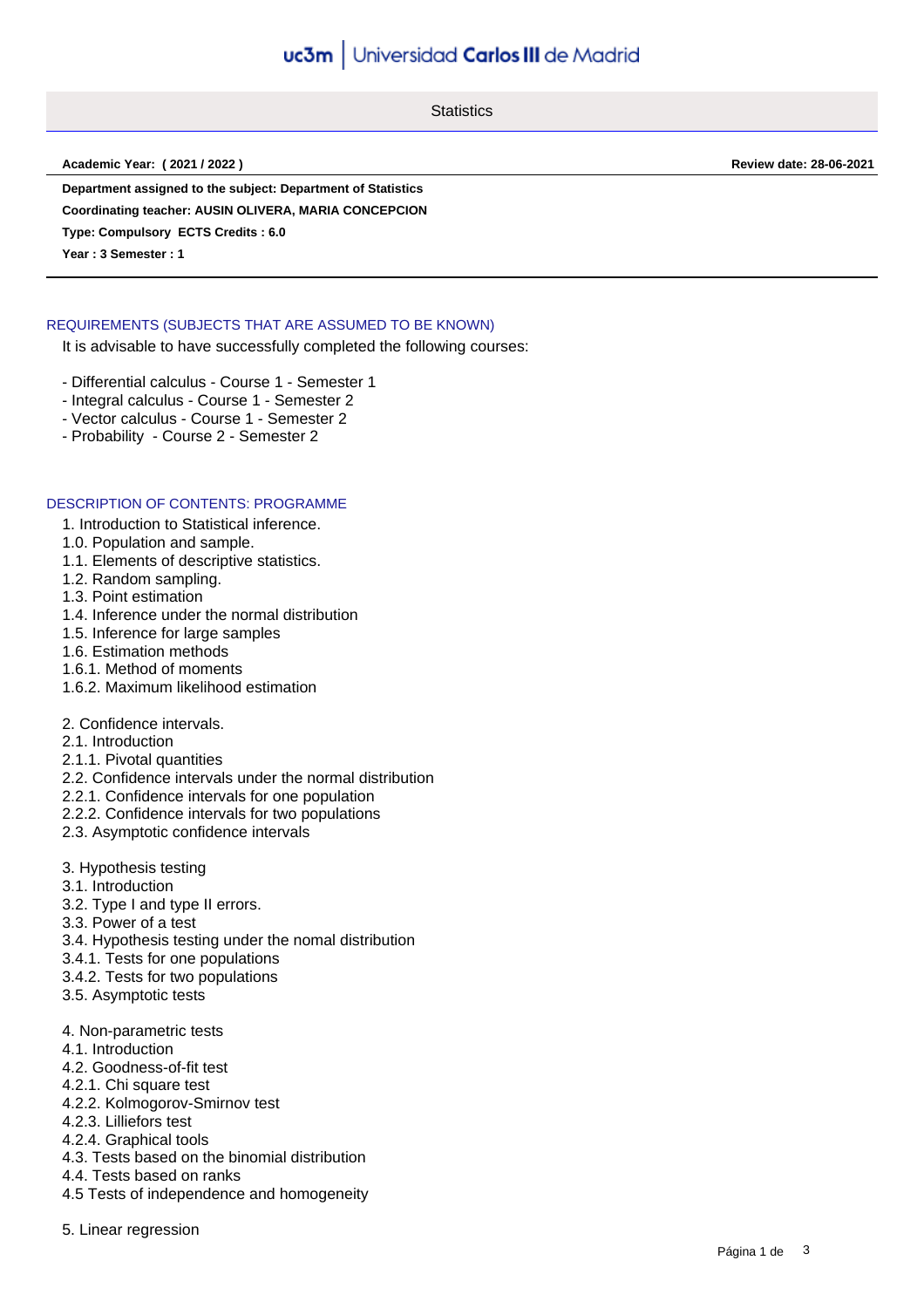Universidad Carlos III de Madrid

# Statistics

**Academic Year: ( 2021 / 2022 )** **Review date: 28-06-2021**

**Department assigned to the subject: Department of Statistics**

**Coordinating teacher: AUSIN OLIVERA, MARIA CONCEPCION**

**Type: Compulsory ECTS Credits : 6.0**

**Year : 3 Semester : 1**

## REQUIREMENTS (SUBJECTS THAT ARE ASSUMED TO BE KNOWN)

It is advisable to have successfully completed the following courses:

- Differential calculus - Course 1 - Semester 1
- Integral calculus - Course 1 - Semester 2
- Vector calculus - Course 1 - Semester 2
- Probability - Course 2 - Semester 2

## DESCRIPTION OF CONTENTS: PROGRAMME

1. Introduction to Statistical inference.
1.0. Population and sample.
1.1. Elements of descriptive statistics.
1.2. Random sampling.
1.3. Point estimation
1.4. Inference under the normal distribution
1.5. Inference for large samples
1.6. Estimation methods
1.6.1. Method of moments
1.6.2. Maximum likelihood estimation

2. Confidence intervals.
2.1. Introduction
2.1.1. Pivotal quantities
2.2. Confidence intervals under the normal distribution
2.2.1. Confidence intervals for one population
2.2.2. Confidence intervals for two populations
2.3. Asymptotic confidence intervals

3. Hypothesis testing
3.1. Introduction
3.2. Type I and type II errors.
3.3. Power of a test
3.4. Hypothesis testing under the nomal distribution
3.4.1. Tests for one populations
3.4.2. Tests for two populations
3.5. Asymptotic tests

4. Non-parametric tests
4.1. Introduction
4.2. Goodness-of-fit test
4.2.1. Chi square test
4.2.2. Kolmogorov-Smirnov test
4.2.3. Lilliefors test
4.2.4. Graphical tools
4.3. Tests based on the binomial distribution
4.4. Tests based on ranks
4.5 Tests of independence and homogeneity

5. Linear regression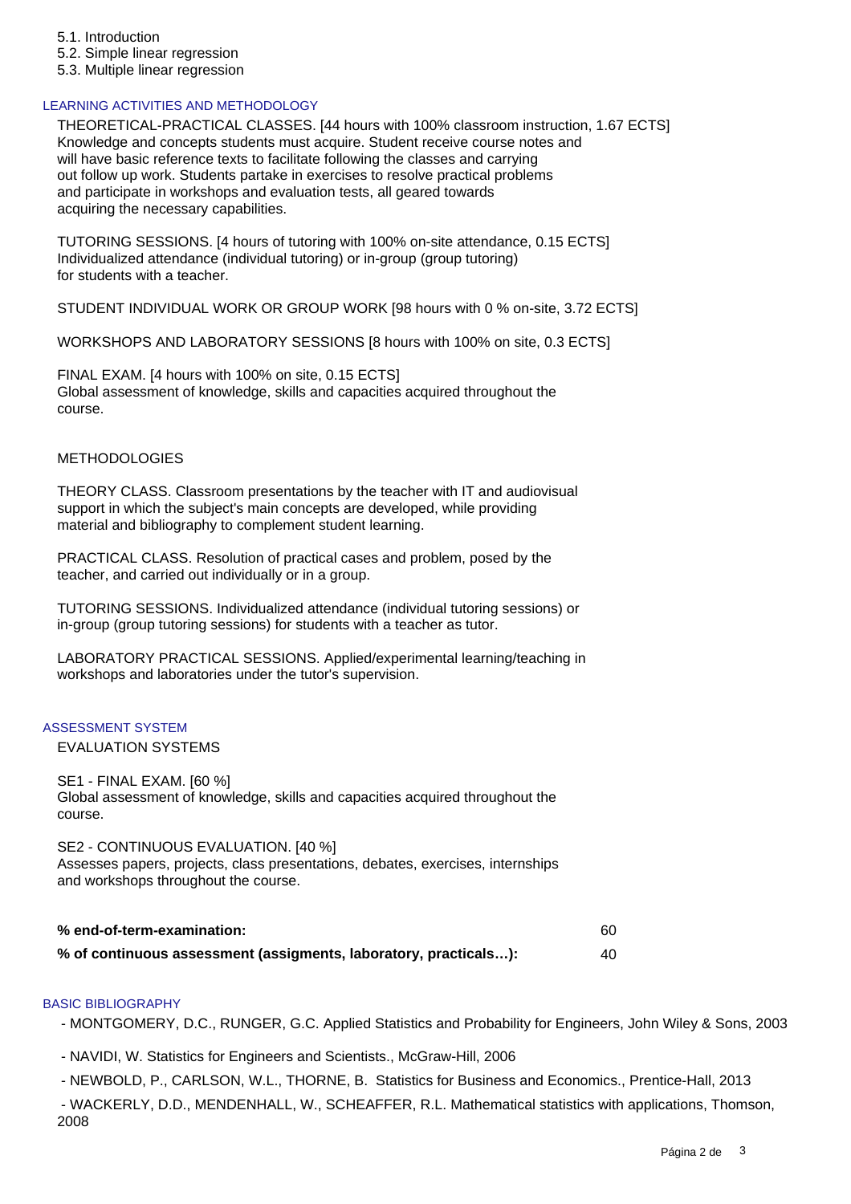5.1. Introduction
5.2. Simple linear regression
5.3. Multiple linear regression

## LEARNING ACTIVITIES AND METHODOLOGY

THEORETICAL-PRACTICAL CLASSES. [44 hours with 100% classroom instruction, 1.67 ECTS]
Knowledge and concepts students must acquire. Student receive course notes and will have basic reference texts to facilitate following the classes and carrying out follow up work. Students partake in exercises to resolve practical problems and participate in workshops and evaluation tests, all geared towards acquiring the necessary capabilities.

TUTORING SESSIONS. [4 hours of tutoring with 100% on-site attendance, 0.15 ECTS]
Individualized attendance (individual tutoring) or in-group (group tutoring) for students with a teacher.

STUDENT INDIVIDUAL WORK OR GROUP WORK [98 hours with 0 % on-site, 3.72 ECTS]

WORKSHOPS AND LABORATORY SESSIONS [8 hours with 100% on site, 0.3 ECTS]

FINAL EXAM. [4 hours with 100% on site, 0.15 ECTS]
Global assessment of knowledge, skills and capacities acquired throughout the course.

METHODOLOGIES

THEORY CLASS. Classroom presentations by the teacher with IT and audiovisual support in which the subject's main concepts are developed, while providing material and bibliography to complement student learning.

PRACTICAL CLASS. Resolution of practical cases and problem, posed by the teacher, and carried out individually or in a group.

TUTORING SESSIONS. Individualized attendance (individual tutoring sessions) or in-group (group tutoring sessions) for students with a teacher as tutor.

LABORATORY PRACTICAL SESSIONS. Applied/experimental learning/teaching in workshops and laboratories under the tutor's supervision.

## ASSESSMENT SYSTEM

EVALUATION SYSTEMS

SE1 - FINAL EXAM. [60 %]
Global assessment of knowledge, skills and capacities acquired throughout the course.

SE2 - CONTINUOUS EVALUATION. [40 %]
Assesses papers, projects, class presentations, debates, exercises, internships and workshops throughout the course.

| | |
|---|---|
| **% end-of-term-examination:** | 60 |
| **% of continuous assessment (assigments, laboratory, practicals…):** | 40 |

## BASIC BIBLIOGRAPHY

- MONTGOMERY, D.C., RUNGER, G.C. Applied Statistics and Probability for Engineers, John Wiley & Sons, 2003
- NAVIDI, W. Statistics for Engineers and Scientists., McGraw-Hill, 2006
- NEWBOLD, P., CARLSON, W.L., THORNE, B. Statistics for Business and Economics., Prentice-Hall, 2013
- WACKERLY, D.D., MENDENHALL, W., SCHEAFFER, R.L. Mathematical statistics with applications, Thomson, 2008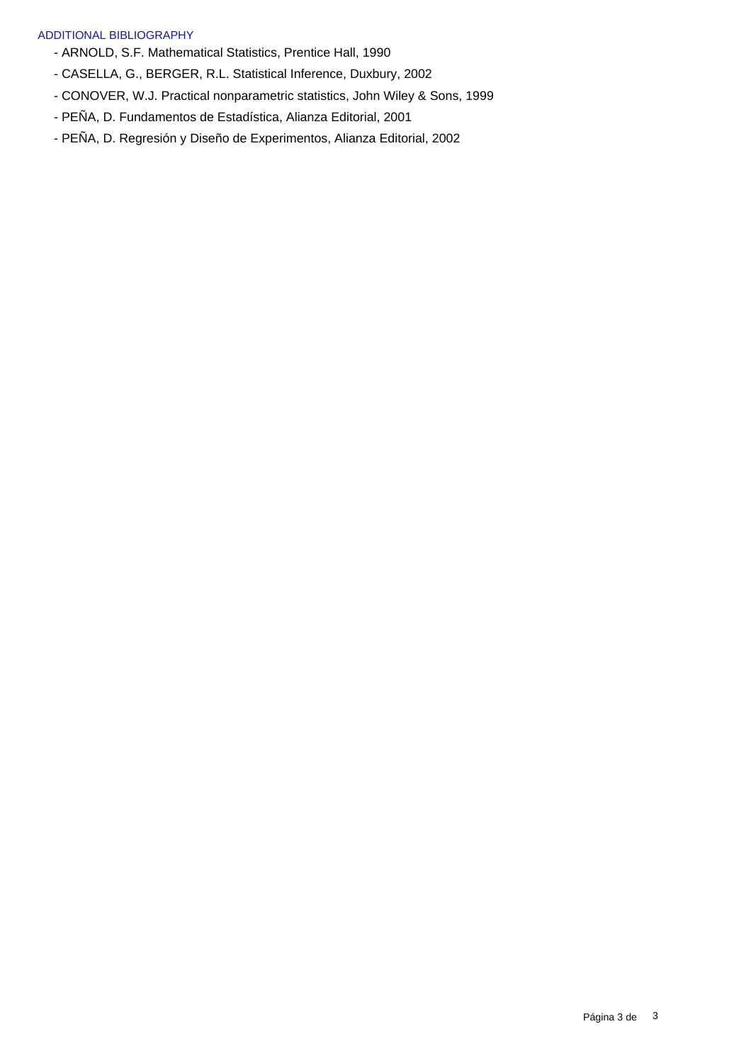## ADDITIONAL BIBLIOGRAPHY

- ARNOLD, S.F. Mathematical Statistics, Prentice Hall, 1990
- CASELLA, G., BERGER, R.L. Statistical Inference, Duxbury, 2002
- CONOVER, W.J. Practical nonparametric statistics, John Wiley & Sons, 1999
- PEÑA, D. Fundamentos de Estadística, Alianza Editorial, 2001
- PEÑA, D. Regresión y Diseño de Experimentos, Alianza Editorial, 2002